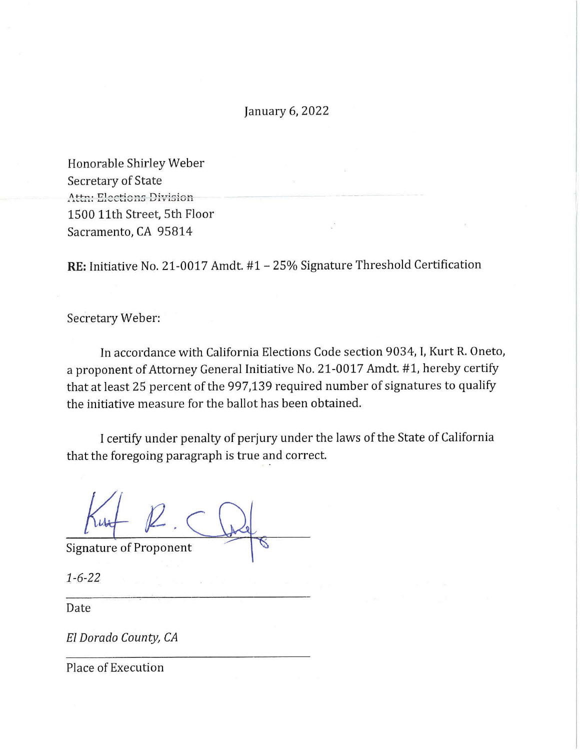January 6, 2022

Honorable Shirley Weber
Secretary of State
Attn: Elections Division
1500 11th Street, 5th Floor
Sacramento, CA 95814

**RE:** Initiative No. 21-0017 Amdt. #1 – 25% Signature Threshold Certification

Secretary Weber:

In accordance with California Elections Code section 9034, I, Kurt R. Oneto, a proponent of Attorney General Initiative No. 21-0017 Amdt. #1, hereby certify that at least 25 percent of the 997,139 required number of signatures to qualify the initiative measure for the ballot has been obtained.

I certify under penalty of perjury under the laws of the State of California that the foregoing paragraph is true and correct.

Signature of Proponent

*1-6-22*

Date

*El Dorado County, CA*

Place of Execution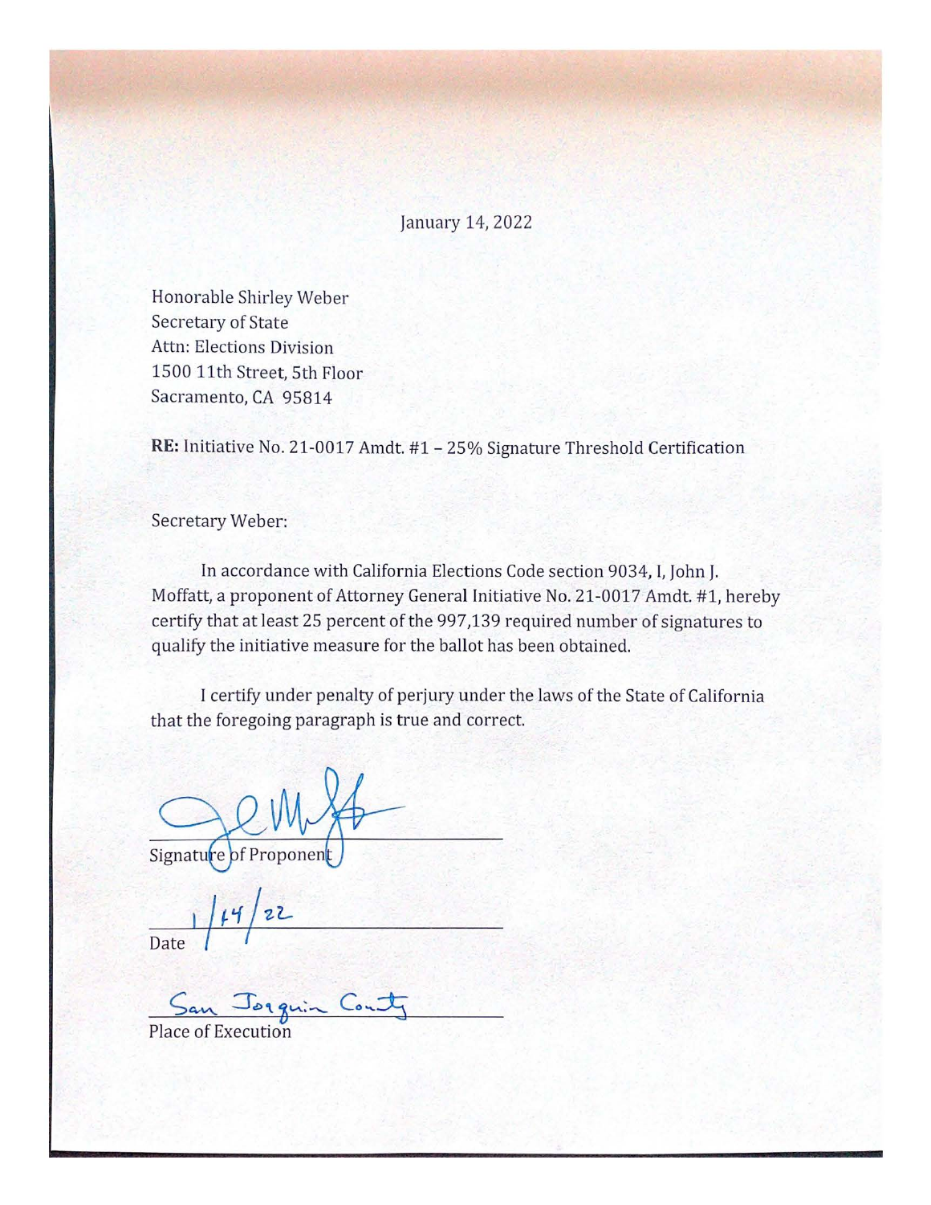January 14, 2022

Honorable Shirley Weber
Secretary of State
Attn: Elections Division
1500 11th Street, 5th Floor
Sacramento, CA 95814

**RE:** Initiative No. 21-0017 Amdt. #1 – 25% Signature Threshold Certification

Secretary Weber:

In accordance with California Elections Code section 9034, I, John J. Moffatt, a proponent of Attorney General Initiative No. 21-0017 Amdt. #1, hereby certify that at least 25 percent of the 997,139 required number of signatures to qualify the initiative measure for the ballot has been obtained.

I certify under penalty of perjury under the laws of the State of California that the foregoing paragraph is true and correct.

Signature of Proponent

1/14/22
Date

San Joaquin County
Place of Execution